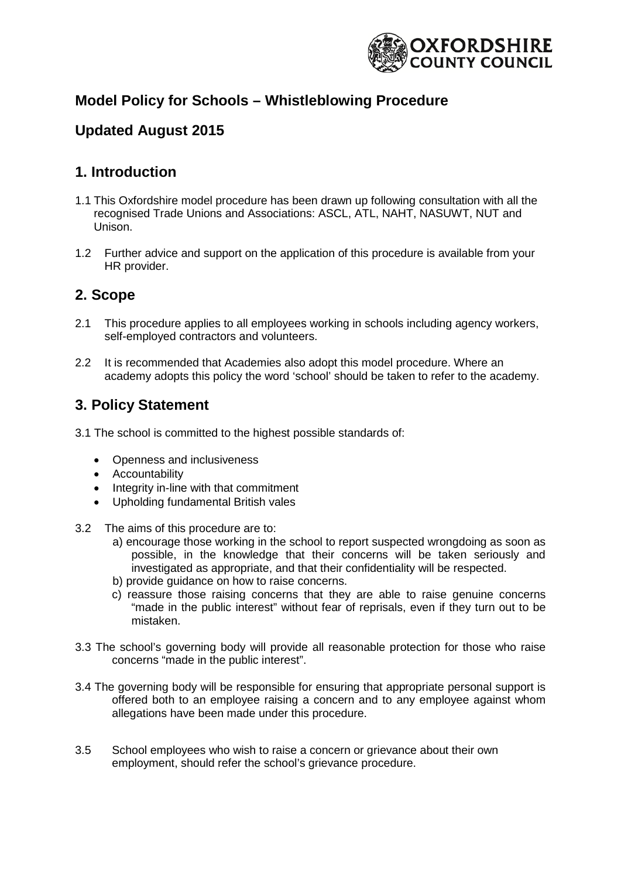OXFORDSHIRE COUNTY COUNCIL

# Model Policy for Schools – Whistleblowing Procedure

## Updated August 2015

## 1. Introduction

1.1 This Oxfordshire model procedure has been drawn up following consultation with all the recognised Trade Unions and Associations: ASCL, ATL, NAHT, NASUWT, NUT and Unison.

1.2 Further advice and support on the application of this procedure is available from your HR provider.

## 2. Scope

2.1 This procedure applies to all employees working in schools including agency workers, self-employed contractors and volunteers.

2.2 It is recommended that Academies also adopt this model procedure. Where an academy adopts this policy the word 'school' should be taken to refer to the academy.

## 3. Policy Statement

3.1 The school is committed to the highest possible standards of:

- Openness and inclusiveness
- Accountability
- Integrity in-line with that commitment
- Upholding fundamental British vales

3.2 The aims of this procedure are to:

a) encourage those working in the school to report suspected wrongdoing as soon as possible, in the knowledge that their concerns will be taken seriously and investigated as appropriate, and that their confidentiality will be respected.

b) provide guidance on how to raise concerns.

c) reassure those raising concerns that they are able to raise genuine concerns "made in the public interest" without fear of reprisals, even if they turn out to be mistaken.

3.3 The school's governing body will provide all reasonable protection for those who raise concerns "made in the public interest".

3.4 The governing body will be responsible for ensuring that appropriate personal support is offered both to an employee raising a concern and to any employee against whom allegations have been made under this procedure.

3.5 School employees who wish to raise a concern or grievance about their own employment, should refer the school's grievance procedure.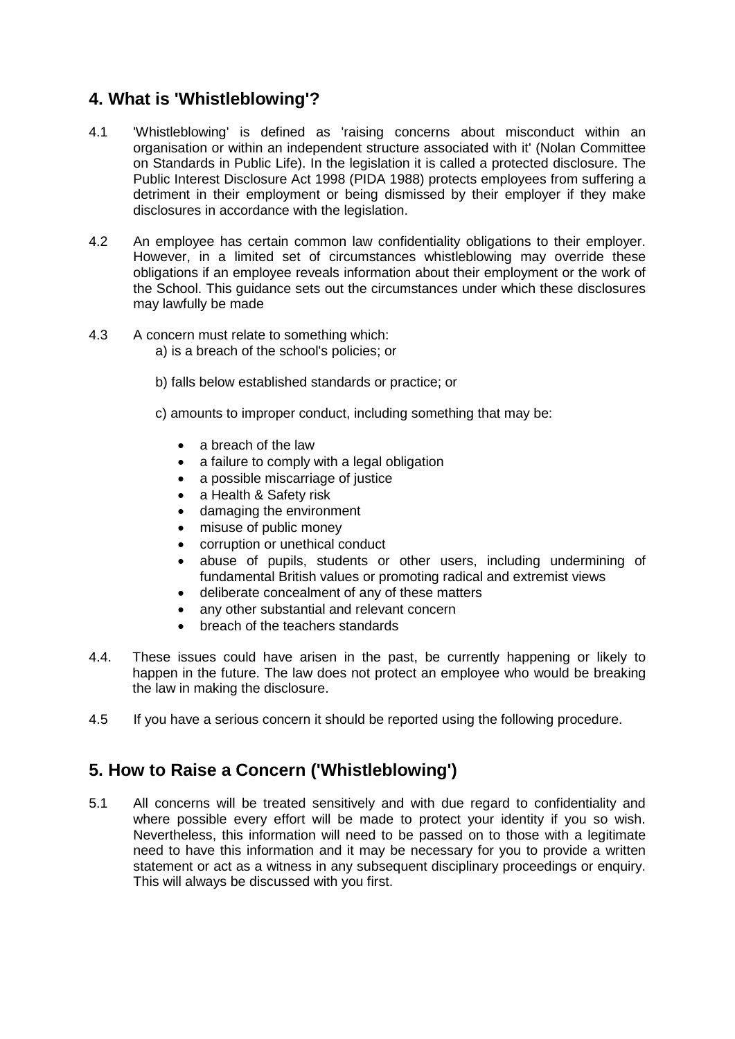## 4. What is 'Whistleblowing'?

4.1 'Whistleblowing' is defined as 'raising concerns about misconduct within an organisation or within an independent structure associated with it' (Nolan Committee on Standards in Public Life). In the legislation it is called a protected disclosure. The Public Interest Disclosure Act 1998 (PIDA 1988) protects employees from suffering a detriment in their employment or being dismissed by their employer if they make disclosures in accordance with the legislation.

4.2 An employee has certain common law confidentiality obligations to their employer. However, in a limited set of circumstances whistleblowing may override these obligations if an employee reveals information about their employment or the work of the School. This guidance sets out the circumstances under which these disclosures may lawfully be made

4.3 A concern must relate to something which:

a) is a breach of the school's policies; or

b) falls below established standards or practice; or

c) amounts to improper conduct, including something that may be:

- a breach of the law
- a failure to comply with a legal obligation
- a possible miscarriage of justice
- a Health & Safety risk
- damaging the environment
- misuse of public money
- corruption or unethical conduct
- abuse of pupils, students or other users, including undermining of fundamental British values or promoting radical and extremist views
- deliberate concealment of any of these matters
- any other substantial and relevant concern
- breach of the teachers standards

4.4. These issues could have arisen in the past, be currently happening or likely to happen in the future. The law does not protect an employee who would be breaking the law in making the disclosure.

4.5 If you have a serious concern it should be reported using the following procedure.

## 5. How to Raise a Concern ('Whistleblowing')

5.1 All concerns will be treated sensitively and with due regard to confidentiality and where possible every effort will be made to protect your identity if you so wish. Nevertheless, this information will need to be passed on to those with a legitimate need to have this information and it may be necessary for you to provide a written statement or act as a witness in any subsequent disciplinary proceedings or enquiry. This will always be discussed with you first.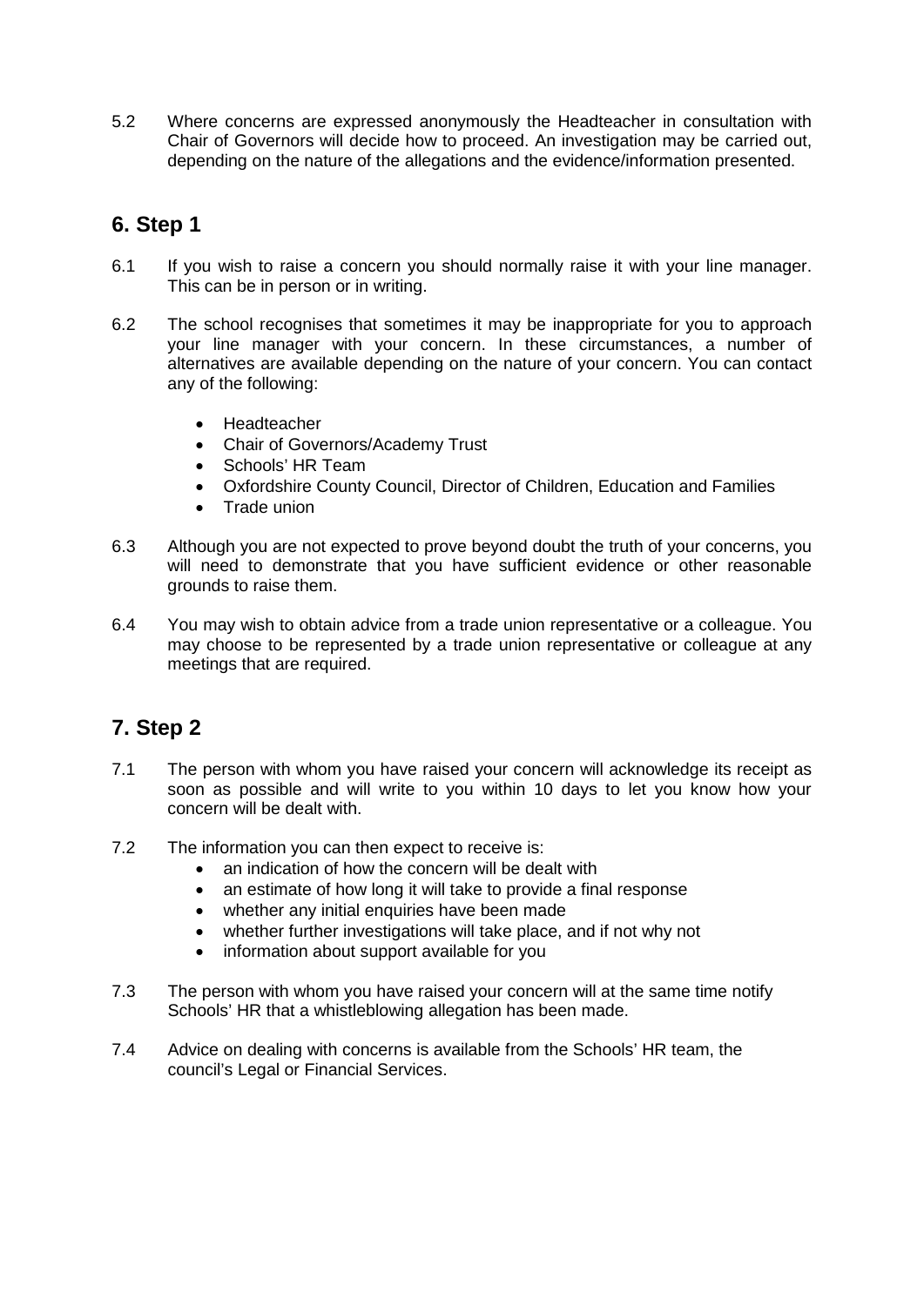5.2 Where concerns are expressed anonymously the Headteacher in consultation with Chair of Governors will decide how to proceed. An investigation may be carried out, depending on the nature of the allegations and the evidence/information presented.

## 6. Step 1

6.1 If you wish to raise a concern you should normally raise it with your line manager. This can be in person or in writing.

6.2 The school recognises that sometimes it may be inappropriate for you to approach your line manager with your concern. In these circumstances, a number of alternatives are available depending on the nature of your concern. You can contact any of the following:

- Headteacher
- Chair of Governors/Academy Trust
- Schools' HR Team
- Oxfordshire County Council, Director of Children, Education and Families
- Trade union

6.3 Although you are not expected to prove beyond doubt the truth of your concerns, you will need to demonstrate that you have sufficient evidence or other reasonable grounds to raise them.

6.4 You may wish to obtain advice from a trade union representative or a colleague. You may choose to be represented by a trade union representative or colleague at any meetings that are required.

## 7. Step 2

7.1 The person with whom you have raised your concern will acknowledge its receipt as soon as possible and will write to you within 10 days to let you know how your concern will be dealt with.

7.2 The information you can then expect to receive is:

- an indication of how the concern will be dealt with
- an estimate of how long it will take to provide a final response
- whether any initial enquiries have been made
- whether further investigations will take place, and if not why not
- information about support available for you

7.3 The person with whom you have raised your concern will at the same time notify Schools' HR that a whistleblowing allegation has been made.

7.4 Advice on dealing with concerns is available from the Schools' HR team, the council's Legal or Financial Services.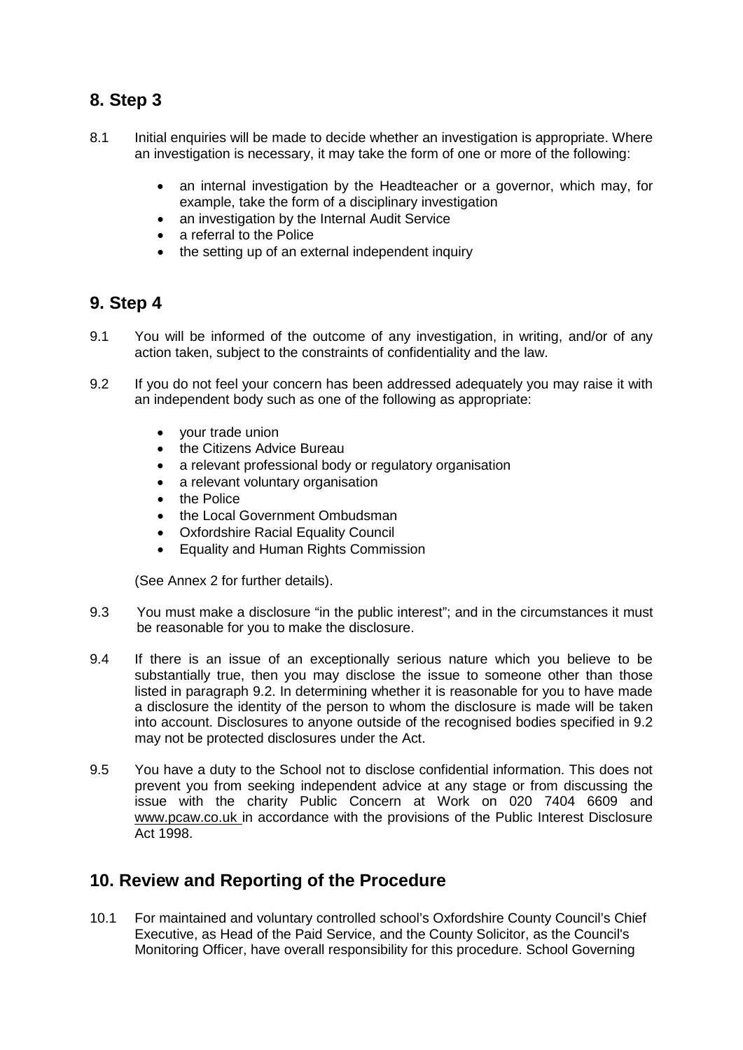## 8. Step 3

8.1 Initial enquiries will be made to decide whether an investigation is appropriate. Where an investigation is necessary, it may take the form of one or more of the following:

- an internal investigation by the Headteacher or a governor, which may, for example, take the form of a disciplinary investigation
- an investigation by the Internal Audit Service
- a referral to the Police
- the setting up of an external independent inquiry

## 9. Step 4

9.1 You will be informed of the outcome of any investigation, in writing, and/or of any action taken, subject to the constraints of confidentiality and the law.

9.2 If you do not feel your concern has been addressed adequately you may raise it with an independent body such as one of the following as appropriate:

- your trade union
- the Citizens Advice Bureau
- a relevant professional body or regulatory organisation
- a relevant voluntary organisation
- the Police
- the Local Government Ombudsman
- Oxfordshire Racial Equality Council
- Equality and Human Rights Commission

(See Annex 2 for further details).

9.3 You must make a disclosure "in the public interest"; and in the circumstances it must be reasonable for you to make the disclosure.

9.4 If there is an issue of an exceptionally serious nature which you believe to be substantially true, then you may disclose the issue to someone other than those listed in paragraph 9.2. In determining whether it is reasonable for you to have made a disclosure the identity of the person to whom the disclosure is made will be taken into account. Disclosures to anyone outside of the recognised bodies specified in 9.2 may not be protected disclosures under the Act.

9.5 You have a duty to the School not to disclose confidential information. This does not prevent you from seeking independent advice at any stage or from discussing the issue with the charity Public Concern at Work on 020 7404 6609 and www.pcaw.co.uk in accordance with the provisions of the Public Interest Disclosure Act 1998.

## 10. Review and Reporting of the Procedure

10.1 For maintained and voluntary controlled school's Oxfordshire County Council's Chief Executive, as Head of the Paid Service, and the County Solicitor, as the Council's Monitoring Officer, have overall responsibility for this procedure. School Governing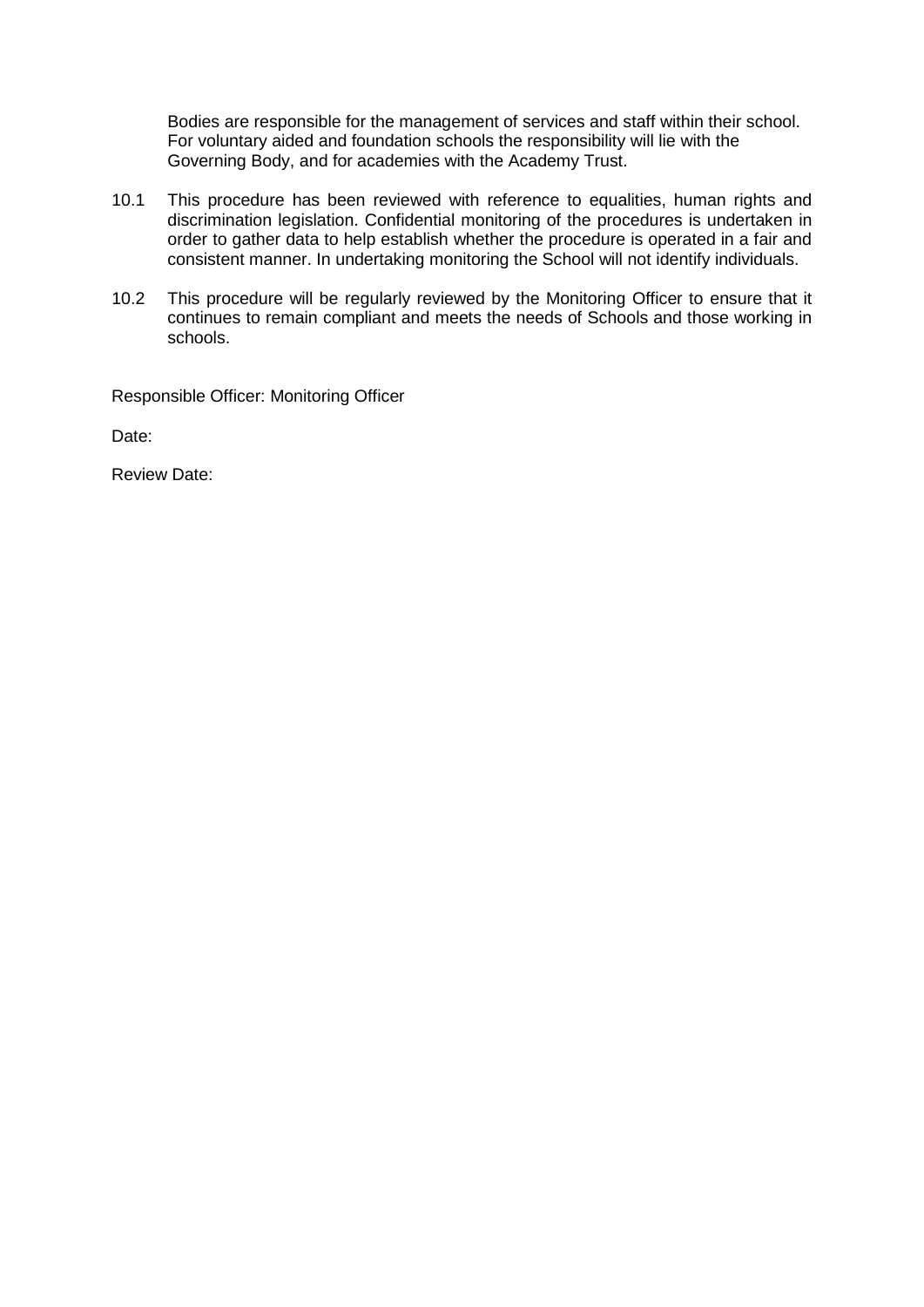Bodies are responsible for the management of services and staff within their school. For voluntary aided and foundation schools the responsibility will lie with the Governing Body, and for academies with the Academy Trust.

10.1 This procedure has been reviewed with reference to equalities, human rights and discrimination legislation. Confidential monitoring of the procedures is undertaken in order to gather data to help establish whether the procedure is operated in a fair and consistent manner. In undertaking monitoring the School will not identify individuals.

10.2 This procedure will be regularly reviewed by the Monitoring Officer to ensure that it continues to remain compliant and meets the needs of Schools and those working in schools.

Responsible Officer: Monitoring Officer

Date:

Review Date: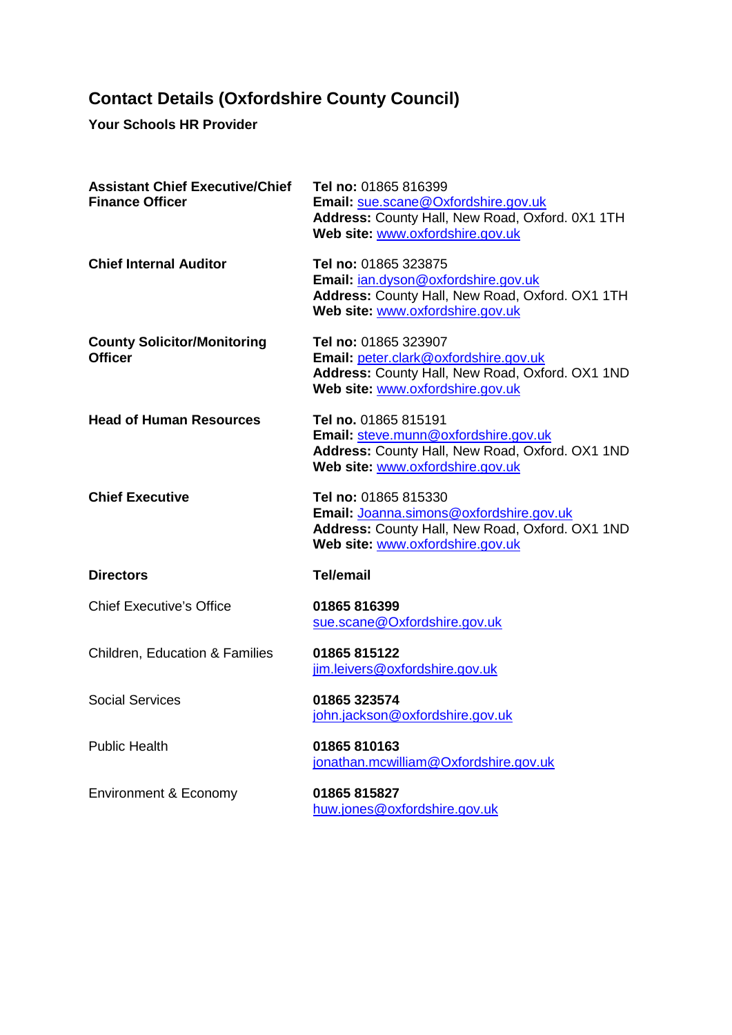## Contact Details (Oxfordshire County Council)

**Your Schools HR Provider**

| | |
|---|---|
| **Assistant Chief Executive/Chief Finance Officer** | **Tel no:** 01865 816399<br>**Email:** sue.scane@Oxfordshire.gov.uk<br>**Address:** County Hall, New Road, Oxford. 0X1 1TH<br>**Web site:** www.oxfordshire.gov.uk |
| **Chief Internal Auditor** | **Tel no:** 01865 323875<br>**Email:** ian.dyson@oxfordshire.gov.uk<br>**Address:** County Hall, New Road, Oxford. OX1 1TH<br>**Web site:** www.oxfordshire.gov.uk |
| **County Solicitor/Monitoring Officer** | **Tel no:** 01865 323907<br>**Email:** peter.clark@oxfordshire.gov.uk<br>**Address:** County Hall, New Road, Oxford. OX1 1ND<br>**Web site:** www.oxfordshire.gov.uk |
| **Head of Human Resources** | **Tel no.** 01865 815191<br>**Email:** steve.munn@oxfordshire.gov.uk<br>**Address:** County Hall, New Road, Oxford. OX1 1ND<br>**Web site:** www.oxfordshire.gov.uk |
| **Chief Executive** | **Tel no:** 01865 815330<br>**Email:** Joanna.simons@oxfordshire.gov.uk<br>**Address:** County Hall, New Road, Oxford. OX1 1ND<br>**Web site:** www.oxfordshire.gov.uk |

| **Directors** | **Tel/email** |
|---|---|
| Chief Executive's Office | **01865 816399**<br>sue.scane@Oxfordshire.gov.uk |
| Children, Education & Families | **01865 815122**<br>jim.leivers@oxfordshire.gov.uk |
| Social Services | **01865 323574**<br>john.jackson@oxfordshire.gov.uk |
| Public Health | **01865 810163**<br>jonathan.mcwilliam@Oxfordshire.gov.uk |
| Environment & Economy | **01865 815827**<br>huw.jones@oxfordshire.gov.uk |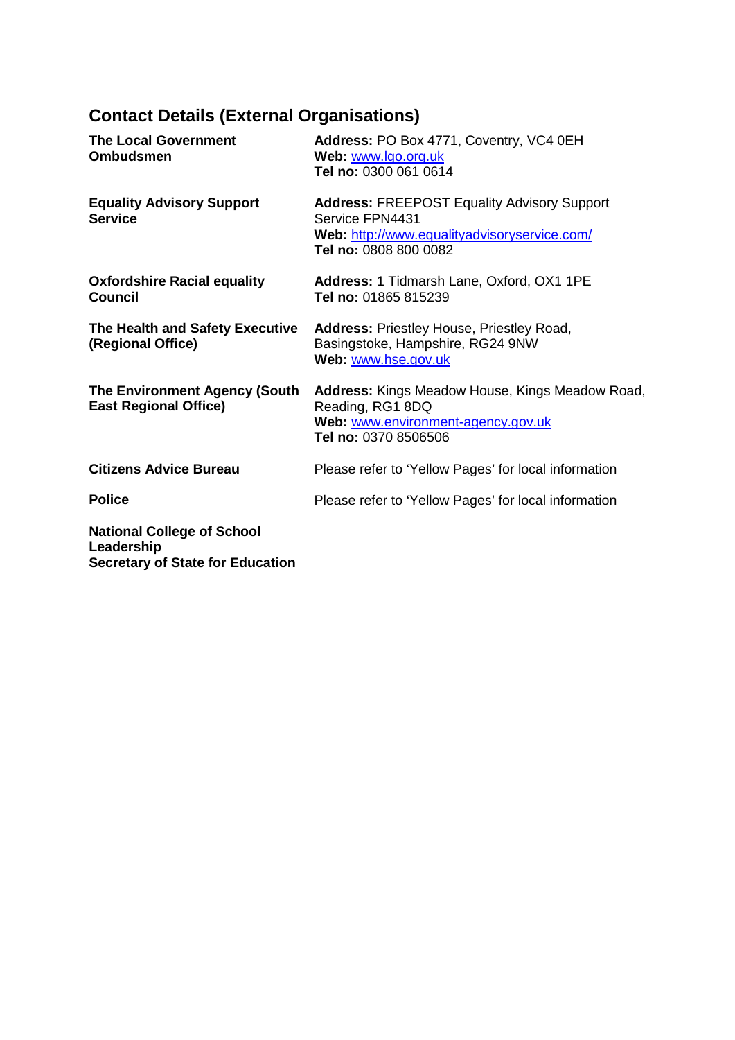## Contact Details (External Organisations)

| | |
|---|---|
| **The Local Government Ombudsmen** | **Address:** PO Box 4771, Coventry, VC4 0EH<br>**Web:** www.lgo.org.uk<br>**Tel no:** 0300 061 0614 |
| **Equality Advisory Support Service** | **Address:** FREEPOST Equality Advisory Support Service FPN4431<br>**Web:** http://www.equalityadvisoryservice.com/<br>**Tel no:** 0808 800 0082 |
| **Oxfordshire Racial equality Council** | **Address:** 1 Tidmarsh Lane, Oxford, OX1 1PE<br>**Tel no:** 01865 815239 |
| **The Health and Safety Executive (Regional Office)** | **Address:** Priestley House, Priestley Road, Basingstoke, Hampshire, RG24 9NW<br>**Web:** www.hse.gov.uk |
| **The Environment Agency (South East Regional Office)** | **Address:** Kings Meadow House, Kings Meadow Road, Reading, RG1 8DQ<br>**Web:** www.environment-agency.gov.uk<br>**Tel no:** 0370 8506506 |
| **Citizens Advice Bureau** | Please refer to 'Yellow Pages' for local information |
| **Police** | Please refer to 'Yellow Pages' for local information |
| **National College of School Leadership**<br>**Secretary of State for Education** | |